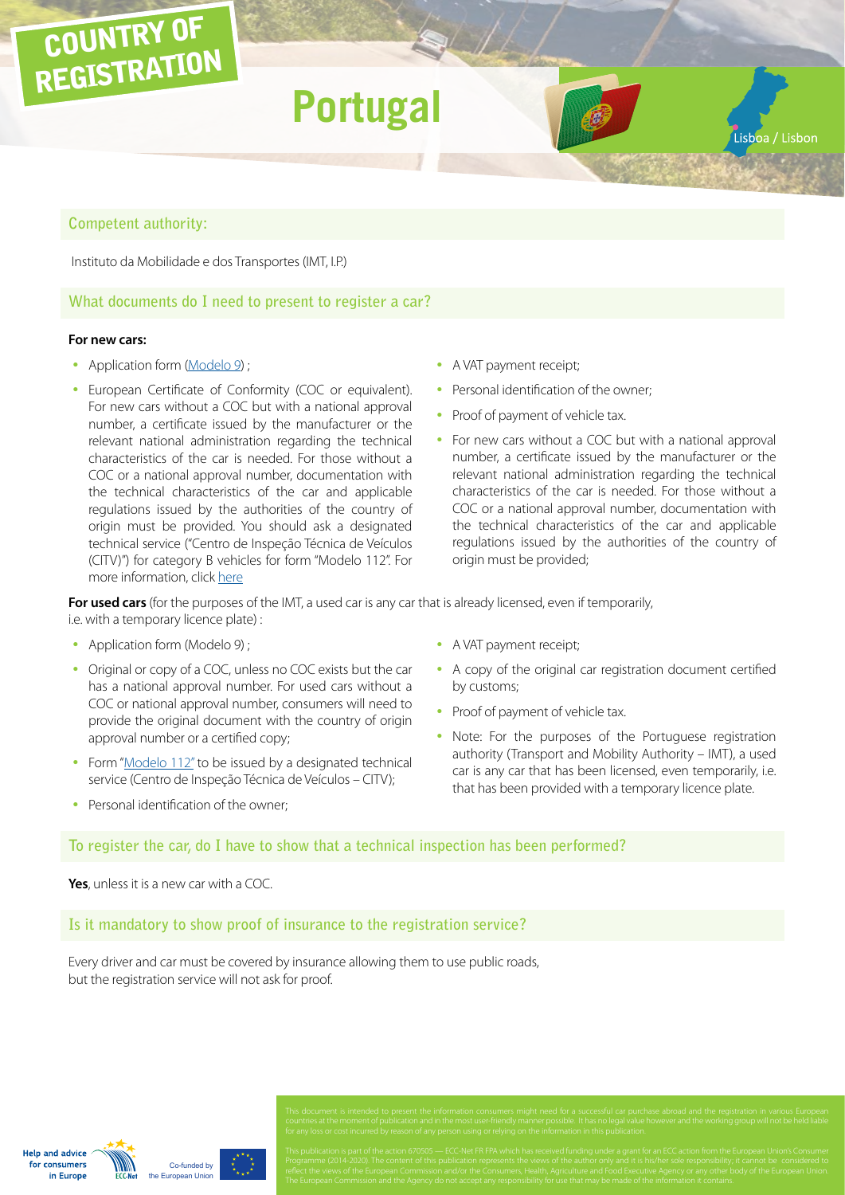# COUNTRY OF REGISTRATION

# Portugal

Lisboa / Lisbon

## Competent authority:

Instituto da Mobilidade e dos Transportes (IMT, I.P.)

## What documents do I need to present to register a car?

**For new cars:**

- Application form (Modelo 9) ;
- European Certificate of Conformity (COC or equivalent). For new cars without a COC but with a national approval number, a certificate issued by the manufacturer or the relevant national administration regarding the technical characteristics of the car is needed. For those without a COC or a national approval number, documentation with the technical characteristics of the car and applicable regulations issued by the authorities of the country of origin must be provided. You should ask a designated technical service ("Centro de Inspeção Técnica de Veículos (CITV)") for category B vehicles for form "Modelo 112". For more information, click here
- A VAT payment receipt;
- Personal identification of the owner;
- Proof of payment of vehicle tax.
- For new cars without a COC but with a national approval number, a certificate issued by the manufacturer or the relevant national administration regarding the technical characteristics of the car is needed. For those without a COC or a national approval number, documentation with the technical characteristics of the car and applicable regulations issued by the authorities of the country of origin must be provided;

**For used cars** (for the purposes of the IMT, a used car is any car that is already licensed, even if temporarily, i.e. with a temporary licence plate) :

- Application form (Modelo 9) ;
- Original or copy of a COC, unless no COC exists but the car has a national approval number. For used cars without a COC or national approval number, consumers will need to provide the original document with the country of origin approval number or a certified copy;
- Form "Modelo 112" to be issued by a designated technical service (Centro de Inspeção Técnica de Veículos – CITV);
- Personal identification of the owner;
- A VAT payment receipt;
- A copy of the original car registration document certified by customs;
- Proof of payment of vehicle tax.
- Note: For the purposes of the Portuguese registration authority (Transport and Mobility Authority – IMT), a used car is any car that has been licensed, even temporarily, i.e. that has been provided with a temporary licence plate.

## To register the car, do I have to show that a technical inspection has been performed?

**Yes**, unless it is a new car with a COC.

## Is it mandatory to show proof of insurance to the registration service?

Every driver and car must be covered by insurance allowing them to use public roads, but the registration service will not ask for proof.

This document is intended to present the information consumers might need for a successful car purchase abroad and the registration in various European countries at the moment of publication and in the most user-friendly manner possible. It has no legal value however and the working group will not be held liable for any loss or cost incurred by reason of any person using or relying on the information in this publication.

This publication is part of the action 670505 — ECC-Net FR FPA which has received funding under a grant for an ECC action from the European Union's Consumer Programme (2014-2020). The content of this publication represents the views of the author only and it is his/her sole responsibility; it cannot be considered to reflect the views of the European Commission and/or the Consumers, Health, Agriculture and Food Executive Agency or any other body of the European Union. The European Commission and the Agency do not accept any responsibility for use that may be made of the information it contains.

Help and advice for consumers in Europe — ECC-Net — Co-funded by the European Union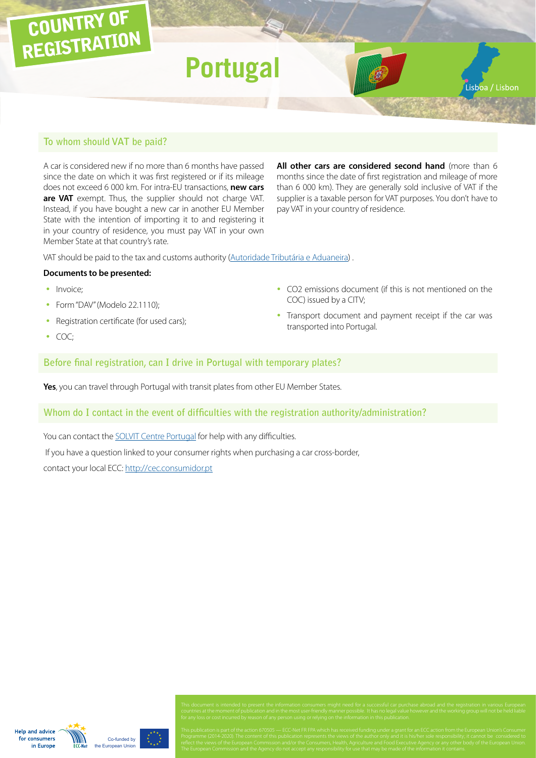COUNTRY OF REGISTRATION

# Portugal

Lisboa / Lisbon

## To whom should VAT be paid?

A car is considered new if no more than 6 months have passed since the date on which it was first registered or if its mileage does not exceed 6 000 km. For intra-EU transactions, **new cars are VAT** exempt. Thus, the supplier should not charge VAT. Instead, if you have bought a new car in another EU Member State with the intention of importing it to and registering it in your country of residence, you must pay VAT in your own Member State at that country's rate.

**All other cars are considered second hand** (more than 6 months since the date of first registration and mileage of more than 6 000 km). They are generally sold inclusive of VAT if the supplier is a taxable person for VAT purposes. You don't have to pay VAT in your country of residence.

VAT should be paid to the tax and customs authority (Autoridade Tributária e Aduaneira) .

**Documents to be presented:**

- Invoice;
- Form "DAV" (Modelo 22.1110);
- Registration certificate (for used cars);
- COC;
- CO2 emissions document (if this is not mentioned on the COC) issued by a CITV;
- Transport document and payment receipt if the car was transported into Portugal.

## Before final registration, can I drive in Portugal with temporary plates?

**Yes**, you can travel through Portugal with transit plates from other EU Member States.

## Whom do I contact in the event of difficulties with the registration authority/administration?

You can contact the SOLVIT Centre Portugal for help with any difficulties.

If you have a question linked to your consumer rights when purchasing a car cross-border,

contact your local ECC: http://cec.consumidor.pt

This document is intended to present the information consumers might need for a successful car purchase abroad and the registration in various European countries at the moment of publication and in the most user-friendly manner possible. It has no legal value however and the working group will not be held liable for any loss or cost incurred by reason of any person using or relying on the information in this publication.

This publication is part of the action 670505 — ECC-Net FR FPA which has received funding under a grant for an ECC action from the European Union's Consumer Programme (2014-2020). The content of this publication represents the views of the author only and it is his/her sole responsibility; it cannot be considered to reflect the views of the European Commission and/or the Consumers, Health, Agriculture and Food Executive Agency or any other body of the European Union. The European Commission and the Agency do not accept any responsibility for use that may be made of the information it contains.

Help and advice for consumers in Europe

ECC-Net

Co-funded by the European Union